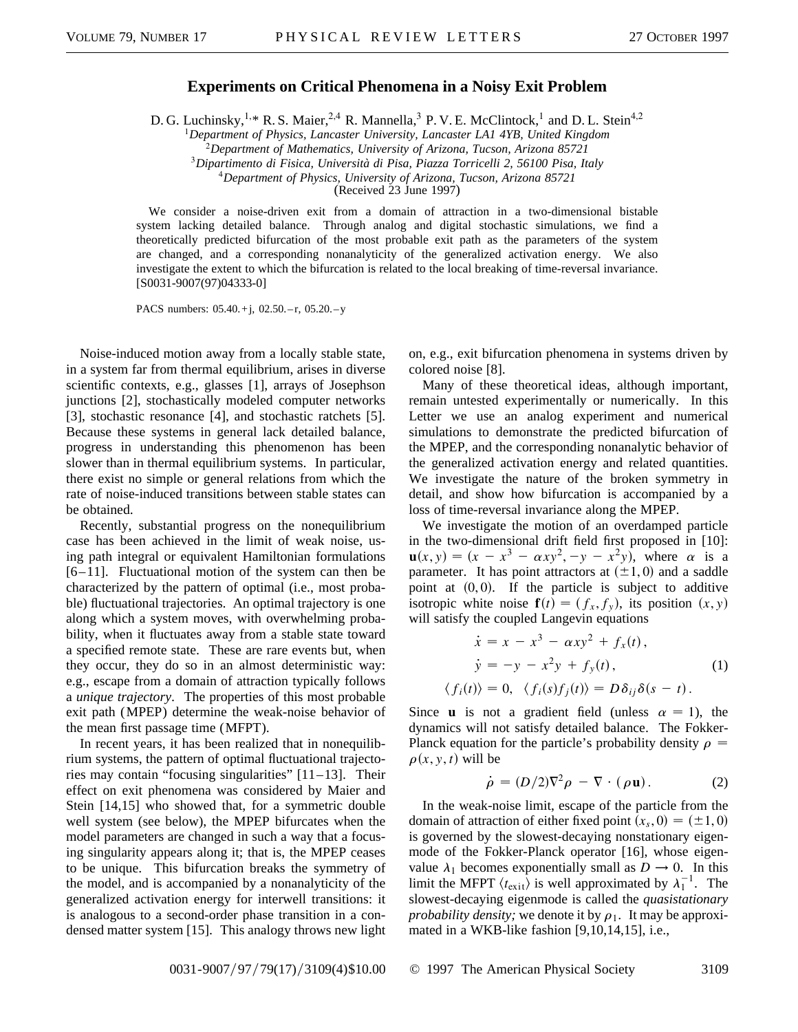# Experiments on Critical Phenomena in a Noisy Exit Problem

D. G. Luchinsky,[1,*] R. S. Maier,[2,4] R. Mannella,[3] P. V. E. McClintock,[1] and D. L. Stein[4,2]

[1]*Department of Physics, Lancaster University, Lancaster LA1 4YB, United Kingdom*
[2]*Department of Mathematics, University of Arizona, Tucson, Arizona 85721*
[3]*Dipartimento di Fisica, Università di Pisa, Piazza Torricelli 2, 56100 Pisa, Italy*
[4]*Department of Physics, University of Arizona, Tucson, Arizona 85721*

(Received 23 June 1997)

We consider a noise-driven exit from a domain of attraction in a two-dimensional bistable system lacking detailed balance. Through analog and digital stochastic simulations, we find a theoretically predicted bifurcation of the most probable exit path as the parameters of the system are changed, and a corresponding nonanalyticity of the generalized activation energy. We also investigate the extent to which the bifurcation is related to the local breaking of time-reversal invariance. [S0031-9007(97)04333-0]

PACS numbers: 05.40.+j, 02.50.–r, 05.20.–y

Noise-induced motion away from a locally stable state, in a system far from thermal equilibrium, arises in diverse scientific contexts, e.g., glasses [1], arrays of Josephson junctions [2], stochastically modeled computer networks [3], stochastic resonance [4], and stochastic ratchets [5]. Because these systems in general lack detailed balance, progress in understanding this phenomenon has been slower than in thermal equilibrium systems. In particular, there exist no simple or general relations from which the rate of noise-induced transitions between stable states can be obtained.

Recently, substantial progress on the nonequilibrium case has been achieved in the limit of weak noise, using path integral or equivalent Hamiltonian formulations [6–11]. Fluctuational motion of the system can then be characterized by the pattern of optimal (i.e., most probable) fluctuational trajectories. An optimal trajectory is one along which a system moves, with overwhelming probability, when it fluctuates away from a stable state toward a specified remote state. These are rare events but, when they occur, they do so in an almost deterministic way: e.g., escape from a domain of attraction typically follows a *unique trajectory*. The properties of this most probable exit path (MPEP) determine the weak-noise behavior of the mean first passage time (MFPT).

In recent years, it has been realized that in nonequilibrium systems, the pattern of optimal fluctuational trajectories may contain "focusing singularities" [11–13]. Their effect on exit phenomena was considered by Maier and Stein [14,15] who showed that, for a symmetric double well system (see below), the MPEP bifurcates when the model parameters are changed in such a way that a focusing singularity appears along it; that is, the MPEP ceases to be unique. This bifurcation breaks the symmetry of the model, and is accompanied by a nonanalyticity of the generalized activation energy for interwell transitions: it is analogous to a second-order phase transition in a condensed matter system [15]. This analogy throws new light on, e.g., exit bifurcation phenomena in systems driven by colored noise [8].

Many of these theoretical ideas, although important, remain untested experimentally or numerically. In this Letter we use an analog experiment and numerical simulations to demonstrate the predicted bifurcation of the MPEP, and the corresponding nonanalytic behavior of the generalized activation energy and related quantities. We investigate the nature of the broken symmetry in detail, and show how bifurcation is accompanied by a loss of time-reversal invariance along the MPEP.

We investigate the motion of an overdamped particle in the two-dimensional drift field first proposed in [10]: $\mathbf{u}(x,y) = (x - x^3 - \alpha x y^2, -y - x^2 y)$, where $\alpha$ is a parameter. It has point attractors at $(\pm 1, 0)$ and a saddle point at $(0,0)$. If the particle is subject to additive isotropic white noise $\mathbf{f}(t) = (f_x, f_y)$, its position $(x,y)$ will satisfy the coupled Langevin equations

$$
\begin{aligned}
\dot{x} &= x - x^3 - \alpha x y^2 + f_x(t), \\
\dot{y} &= -y - x^2 y + f_y(t), \\
\langle f_i(t) \rangle &= 0, \quad \langle f_i(s) f_j(t) \rangle = D \delta_{ij} \delta(s - t).
\end{aligned}
\tag{1}
$$

Since $\mathbf{u}$ is not a gradient field (unless $\alpha = 1$), the dynamics will not satisfy detailed balance. The Fokker-Planck equation for the particle's probability density $\rho = \rho(x,y,t)$ will be

$$
\dot{\rho} = (D/2)\nabla^2 \rho - \nabla \cdot (\rho \mathbf{u}). \tag{2}
$$

In the weak-noise limit, escape of the particle from the domain of attraction of either fixed point $(x_s, 0) = (\pm 1, 0)$ is governed by the slowest-decaying nonstationary eigenmode of the Fokker-Planck operator [16], whose eigenvalue $\lambda_1$ becomes exponentially small as $D \to 0$. In this limit the MFPT $\langle t_{\text{exit}} \rangle$ is well approximated by $\lambda_1^{-1}$. The slowest-decaying eigenmode is called the *quasistationary probability density;* we denote it by $\rho_1$. It may be approximated in a WKB-like fashion [9,10,14,15], i.e.,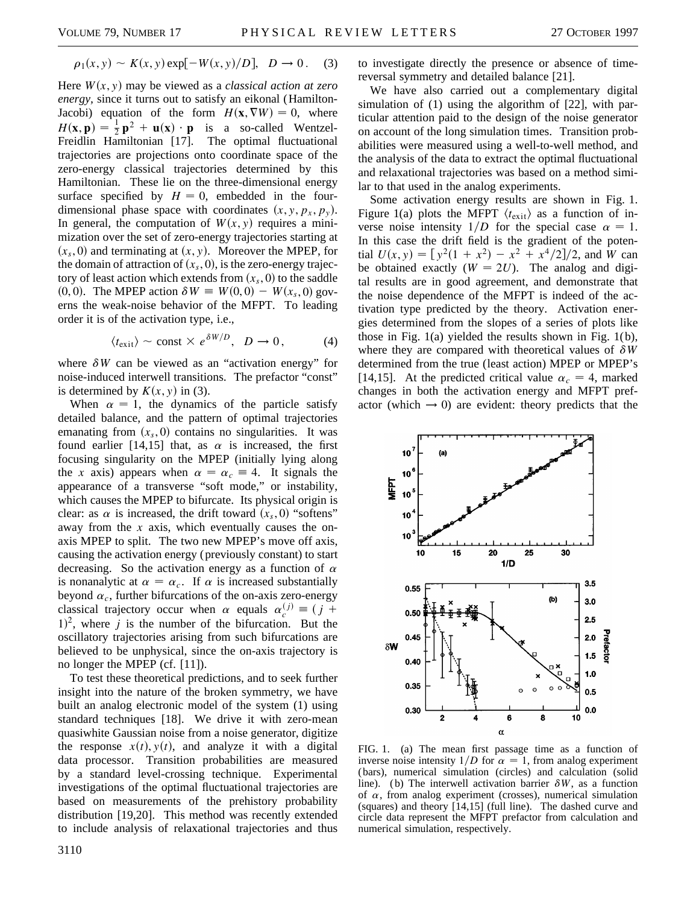$$\rho_1(x, y) \sim K(x, y) \exp[-W(x, y)/D], \quad D \to 0. \quad (3)$$

Here $W(x, y)$ may be viewed as a *classical action at zero energy*, since it turns out to satisfy an eikonal (Hamilton-Jacobi) equation of the form $H(\mathbf{x}, \nabla W) = 0$, where $H(\mathbf{x}, \mathbf{p}) = \frac{1}{2}\mathbf{p}^2 + \mathbf{u}(\mathbf{x}) \cdot \mathbf{p}$ is a so-called Wentzel-Freidlin Hamiltonian [17]. The optimal fluctuational trajectories are projections onto coordinate space of the zero-energy classical trajectories determined by this Hamiltonian. These lie on the three-dimensional energy surface specified by $H = 0$, embedded in the four-dimensional phase space with coordinates $(x, y, p_x, p_y)$. In general, the computation of $W(x, y)$ requires a minimization over the set of zero-energy trajectories starting at $(x_s, 0)$ and terminating at $(x, y)$. Moreover the MPEP, for the domain of attraction of $(x_s, 0)$, is the zero-energy trajectory of least action which extends from $(x_s, 0)$ to the saddle $(0, 0)$. The MPEP action $\delta W \equiv W(0, 0) - W(x_s, 0)$ governs the weak-noise behavior of the MFPT. To leading order it is of the activation type, i.e.,

$$\langle t_{\text{exit}} \rangle \sim \text{const} \times e^{\delta W/D}, \quad D \to 0, \quad (4)$$

where $\delta W$ can be viewed as an "activation energy" for noise-induced interwell transitions. The prefactor "const" is determined by $K(x, y)$ in (3).

When $\alpha = 1$, the dynamics of the particle satisfy detailed balance, and the pattern of optimal trajectories emanating from $(x_s, 0)$ contains no singularities. It was found earlier [14,15] that, as $\alpha$ is increased, the first focusing singularity on the MPEP (initially lying along the $x$ axis) appears when $\alpha = \alpha_c \equiv 4$. It signals the appearance of a transverse "soft mode," or instability, which causes the MPEP to bifurcate. Its physical origin is clear: as $\alpha$ is increased, the drift toward $(x_s, 0)$ "softens" away from the $x$ axis, which eventually causes the on-axis MPEP to split. The two new MPEP's move off axis, causing the activation energy (previously constant) to start decreasing. So the activation energy as a function of $\alpha$ is nonanalytic at $\alpha = \alpha_c$. If $\alpha$ is increased substantially beyond $\alpha_c$, further bifurcations of the on-axis zero-energy classical trajectory occur when $\alpha$ equals $\alpha_c^{(j)} \equiv (j + 1)^2$, where $j$ is the number of the bifurcation. But the oscillatory trajectories arising from such bifurcations are believed to be unphysical, since the on-axis trajectory is no longer the MPEP (cf. [11]).

To test these theoretical predictions, and to seek further insight into the nature of the broken symmetry, we have built an analog electronic model of the system (1) using standard techniques [18]. We drive it with zero-mean quasiwhite Gaussian noise from a noise generator, digitize the response $x(t), y(t)$, and analyze it with a digital data processor. Transition probabilities are measured by a standard level-crossing technique. Experimental investigations of the optimal fluctuational trajectories are based on measurements of the prehistory probability distribution [19,20]. This method was recently extended to include analysis of relaxational trajectories and thus to investigate directly the presence or absence of time-reversal symmetry and detailed balance [21].

We have also carried out a complementary digital simulation of (1) using the algorithm of [22], with particular attention paid to the design of the noise generator on account of the long simulation times. Transition probabilities were measured using a well-to-well method, and the analysis of the data to extract the optimal fluctuational and relaxational trajectories was based on a method similar to that used in the analog experiments.

Some activation energy results are shown in Fig. 1. Figure 1(a) plots the MFPT $\langle t_{\text{exit}} \rangle$ as a function of inverse noise intensity $1/D$ for the special case $\alpha = 1$. In this case the drift field is the gradient of the potential $U(x, y) = [y^2(1 + x^2) - x^2 + x^4/2]/2$, and $W$ can be obtained exactly ($W = 2U$). The analog and digital results are in good agreement, and demonstrate that the noise dependence of the MFPT is indeed of the activation type predicted by the theory. Activation energies determined from the slopes of a series of plots like those in Fig. 1(a) yielded the results shown in Fig. 1(b), where they are compared with theoretical values of $\delta W$ determined from the true (least action) MPEP or MPEP's [14,15]. At the predicted critical value $\alpha_c = 4$, marked changes in both the activation energy and MFPT prefactor (which $\to 0$) are evident: theory predicts that the

FIG. 1. (a) The mean first passage time as a function of inverse noise intensity $1/D$ for $\alpha = 1$, from analog experiment (bars), numerical simulation (circles) and calculation (solid line). (b) The interwell activation barrier $\delta W$, as a function of $\alpha$, from analog experiment (crosses), numerical simulation (squares) and theory [14,15] (full line). The dashed curve and circle data represent the MFPT prefactor from calculation and numerical simulation, respectively.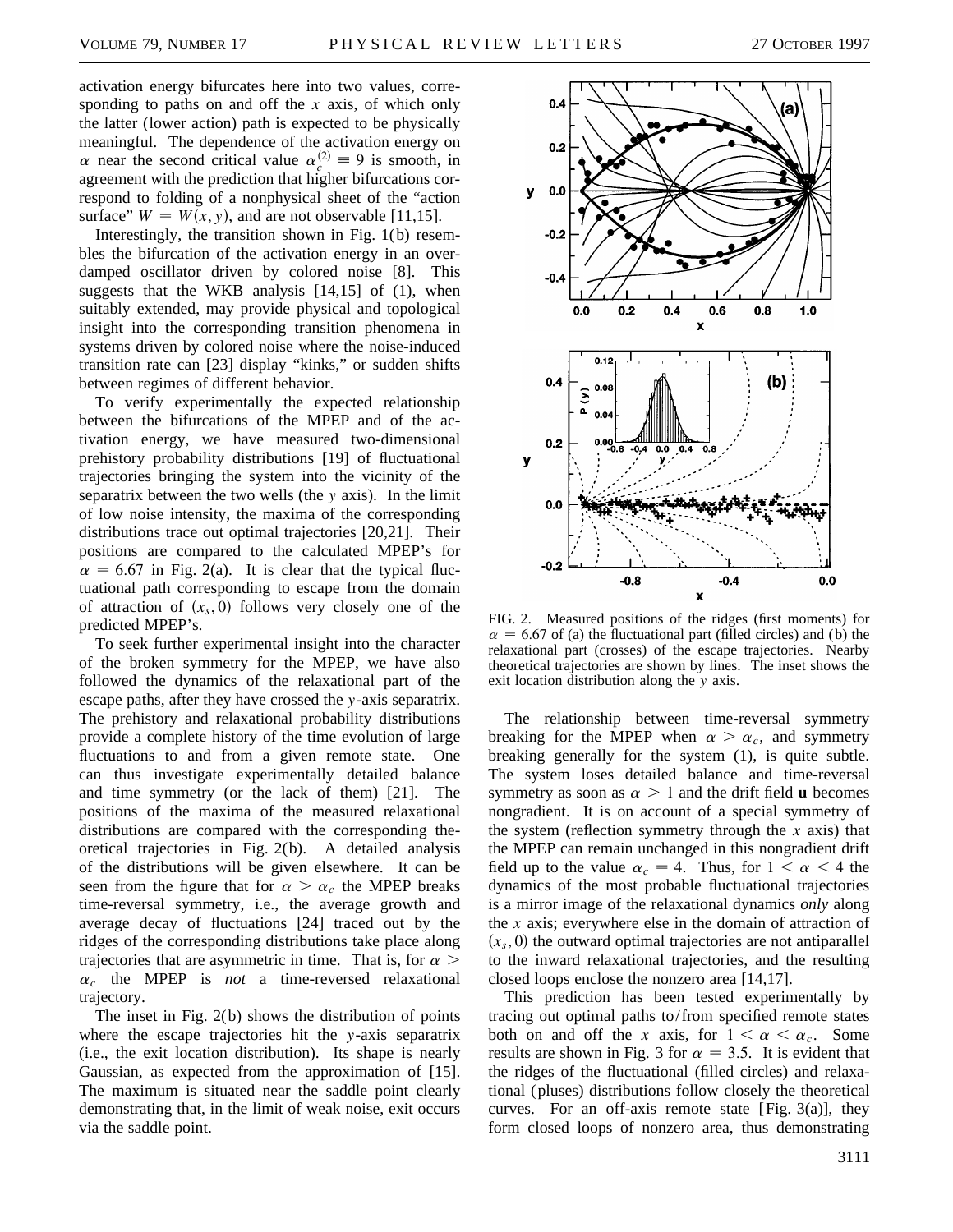activation energy bifurcates here into two values, corresponding to paths on and off the $x$ axis, of which only the latter (lower action) path is expected to be physically meaningful. The dependence of the activation energy on $\alpha$ near the second critical value $\alpha_c^{(2)} \equiv 9$ is smooth, in agreement with the prediction that higher bifurcations correspond to folding of a nonphysical sheet of the "action surface" $W = W(x, y)$, and are not observable [11,15].

Interestingly, the transition shown in Fig. 1(b) resembles the bifurcation of the activation energy in an overdamped oscillator driven by colored noise [8]. This suggests that the WKB analysis [14,15] of (1), when suitably extended, may provide physical and topological insight into the corresponding transition phenomena in systems driven by colored noise where the noise-induced transition rate can [23] display "kinks," or sudden shifts between regimes of different behavior.

To verify experimentally the expected relationship between the bifurcations of the MPEP and of the activation energy, we have measured two-dimensional prehistory probability distributions [19] of fluctuational trajectories bringing the system into the vicinity of the separatrix between the two wells (the $y$ axis). In the limit of low noise intensity, the maxima of the corresponding distributions trace out optimal trajectories [20,21]. Their positions are compared to the calculated MPEP's for $\alpha = 6.67$ in Fig. 2(a). It is clear that the typical fluctuational path corresponding to escape from the domain of attraction of $(x_s, 0)$ follows very closely one of the predicted MPEP's.

To seek further experimental insight into the character of the broken symmetry for the MPEP, we have also followed the dynamics of the relaxational part of the escape paths, after they have crossed the $y$-axis separatrix. The prehistory and relaxational probability distributions provide a complete history of the time evolution of large fluctuations to and from a given remote state. One can thus investigate experimentally detailed balance and time symmetry (or the lack of them) [21]. The positions of the maxima of the measured relaxational distributions are compared with the corresponding theoretical trajectories in Fig. 2(b). A detailed analysis of the distributions will be given elsewhere. It can be seen from the figure that for $\alpha > \alpha_c$ the MPEP breaks time-reversal symmetry, i.e., the average growth and average decay of fluctuations [24] traced out by the ridges of the corresponding distributions take place along trajectories that are asymmetric in time. That is, for $\alpha > \alpha_c$ the MPEP is *not* a time-reversed relaxational trajectory.

The inset in Fig. 2(b) shows the distribution of points where the escape trajectories hit the $y$-axis separatrix (i.e., the exit location distribution). Its shape is nearly Gaussian, as expected from the approximation of [15]. The maximum is situated near the saddle point clearly demonstrating that, in the limit of weak noise, exit occurs via the saddle point.

FIG. 2. Measured positions of the ridges (first moments) for $\alpha = 6.67$ of (a) the fluctuational part (filled circles) and (b) the relaxational part (crosses) of the escape trajectories. Nearby theoretical trajectories are shown by lines. The inset shows the exit location distribution along the $y$ axis.

The relationship between time-reversal symmetry breaking for the MPEP when $\alpha > \alpha_c$, and symmetry breaking generally for the system (1), is quite subtle. The system loses detailed balance and time-reversal symmetry as soon as $\alpha > 1$ and the drift field $\mathbf{u}$ becomes nongradient. It is on account of a special symmetry of the system (reflection symmetry through the $x$ axis) that the MPEP can remain unchanged in this nongradient drift field up to the value $\alpha_c = 4$. Thus, for $1 < \alpha < 4$ the dynamics of the most probable fluctuational trajectories is a mirror image of the relaxational dynamics *only* along the $x$ axis; everywhere else in the domain of attraction of $(x_s, 0)$ the outward optimal trajectories are not antiparallel to the inward relaxational trajectories, and the resulting closed loops enclose the nonzero area [14,17].

This prediction has been tested experimentally by tracing out optimal paths to/from specified remote states both on and off the $x$ axis, for $1 < \alpha < \alpha_c$. Some results are shown in Fig. 3 for $\alpha = 3.5$. It is evident that the ridges of the fluctuational (filled circles) and relaxational (pluses) distributions follow closely the theoretical curves. For an off-axis remote state [Fig. 3(a)], they form closed loops of nonzero area, thus demonstrating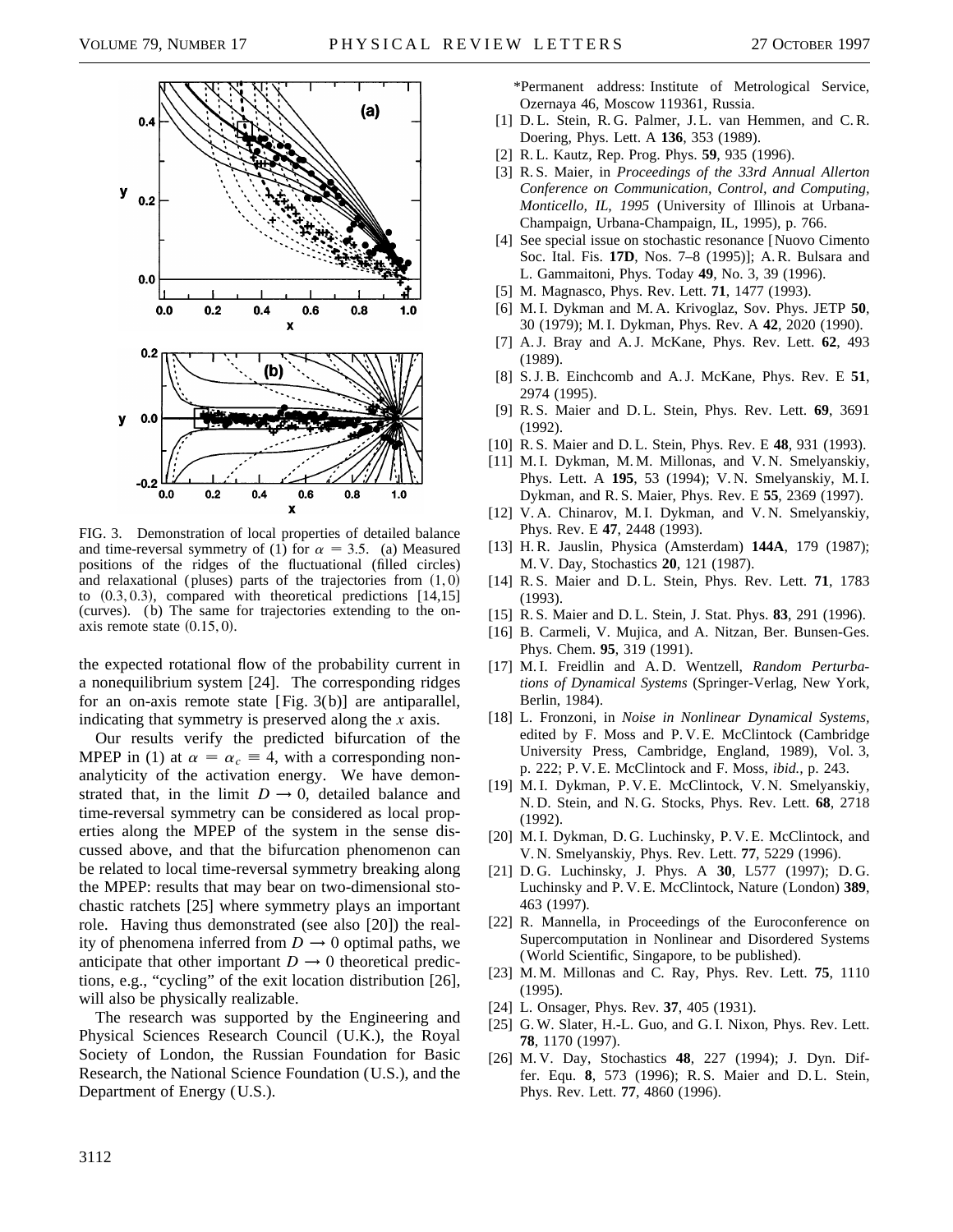(a)

0.4

y 0.2

0.0

0.0 0.2 0.4 0.6 0.8 1.0

x

0.2

(b)

y 0.0

-0.2

0.0 0.2 0.4 0.6 0.8 1.0

x

FIG. 3. Demonstration of local properties of detailed balance and time-reversal symmetry of (1) for $\alpha = 3.5$. (a) Measured positions of the ridges of the fluctuational (filled circles) and relaxational (pluses) parts of the trajectories from $(1, 0)$ to $(0.3, 0.3)$, compared with theoretical predictions [14,15] (curves). (b) The same for trajectories extending to the on-axis remote state $(0.15, 0)$.

the expected rotational flow of the probability current in a nonequilibrium system [24]. The corresponding ridges for an on-axis remote state [Fig. 3(b)] are antiparallel, indicating that symmetry is preserved along the $x$ axis.

Our results verify the predicted bifurcation of the MPEP in (1) at $\alpha = \alpha_c \equiv 4$, with a corresponding nonanalyticity of the activation energy. We have demonstrated that, in the limit $D \to 0$, detailed balance and time-reversal symmetry can be considered as local properties along the MPEP of the system in the sense discussed above, and that the bifurcation phenomenon can be related to local time-reversal symmetry breaking along the MPEP: results that may bear on two-dimensional stochastic ratchets [25] where symmetry plays an important role. Having thus demonstrated (see also [20]) the reality of phenomena inferred from $D \to 0$ optimal paths, we anticipate that other important $D \to 0$ theoretical predictions, e.g., "cycling" of the exit location distribution [26], will also be physically realizable.

The research was supported by the Engineering and Physical Sciences Research Council (U.K.), the Royal Society of London, the Russian Foundation for Basic Research, the National Science Foundation (U.S.), and the Department of Energy (U.S.).

*Permanent address: Institute of Metrological Service, Ozernaya 46, Moscow 119361, Russia.

[1] D. L. Stein, R. G. Palmer, J. L. van Hemmen, and C. R. Doering, Phys. Lett. A **136**, 353 (1989).

[2] R. L. Kautz, Rep. Prog. Phys. **59**, 935 (1996).

[3] R. S. Maier, in *Proceedings of the 33rd Annual Allerton Conference on Communication, Control, and Computing, Monticello, IL, 1995* (University of Illinois at Urbana-Champaign, Urbana-Champaign, IL, 1995), p. 766.

[4] See special issue on stochastic resonance [Nuovo Cimento Soc. Ital. Fis. **17D**, Nos. 7–8 (1995)]; A. R. Bulsara and L. Gammaitoni, Phys. Today **49**, No. 3, 39 (1996).

[5] M. Magnasco, Phys. Rev. Lett. **71**, 1477 (1993).

[6] M. I. Dykman and M. A. Krivoglaz, Sov. Phys. JETP **50**, 30 (1979); M. I. Dykman, Phys. Rev. A **42**, 2020 (1990).

[7] A. J. Bray and A. J. McKane, Phys. Rev. Lett. **62**, 493 (1989).

[8] S. J. B. Einchcomb and A. J. McKane, Phys. Rev. E **51**, 2974 (1995).

[9] R. S. Maier and D. L. Stein, Phys. Rev. Lett. **69**, 3691 (1992).

[10] R. S. Maier and D. L. Stein, Phys. Rev. E **48**, 931 (1993).

[11] M. I. Dykman, M. M. Millonas, and V. N. Smelyanskiy, Phys. Lett. A **195**, 53 (1994); V. N. Smelyanskiy, M. I. Dykman, and R. S. Maier, Phys. Rev. E **55**, 2369 (1997).

[12] V. A. Chinarov, M. I. Dykman, and V. N. Smelyanskiy, Phys. Rev. E **47**, 2448 (1993).

[13] H. R. Jauslin, Physica (Amsterdam) **144A**, 179 (1987); M. V. Day, Stochastics **20**, 121 (1987).

[14] R. S. Maier and D. L. Stein, Phys. Rev. Lett. **71**, 1783 (1993).

[15] R. S. Maier and D. L. Stein, J. Stat. Phys. **83**, 291 (1996).

[16] B. Carmeli, V. Mujica, and A. Nitzan, Ber. Bunsen-Ges. Phys. Chem. **95**, 319 (1991).

[17] M. I. Freidlin and A. D. Wentzell, *Random Perturbations of Dynamical Systems* (Springer-Verlag, New York, Berlin, 1984).

[18] L. Fronzoni, in *Noise in Nonlinear Dynamical Systems*, edited by F. Moss and P. V. E. McClintock (Cambridge University Press, Cambridge, England, 1989), Vol. 3, p. 222; P. V. E. McClintock and F. Moss, *ibid.*, p. 243.

[19] M. I. Dykman, P. V. E. McClintock, V. N. Smelyanskiy, N. D. Stein, and N. G. Stocks, Phys. Rev. Lett. **68**, 2718 (1992).

[20] M. I. Dykman, D. G. Luchinsky, P. V. E. McClintock, and V. N. Smelyanskiy, Phys. Rev. Lett. **77**, 5229 (1996).

[21] D. G. Luchinsky, J. Phys. A **30**, L577 (1997); D. G. Luchinsky and P. V. E. McClintock, Nature (London) **389**, 463 (1997).

[22] R. Mannella, in Proceedings of the Euroconference on Supercomputation in Nonlinear and Disordered Systems (World Scientific, Singapore, to be published).

[23] M. M. Millonas and C. Ray, Phys. Rev. Lett. **75**, 1110 (1995).

[24] L. Onsager, Phys. Rev. **37**, 405 (1931).

[25] G. W. Slater, H.-L. Guo, and G. I. Nixon, Phys. Rev. Lett. **78**, 1170 (1997).

[26] M. V. Day, Stochastics **48**, 227 (1994); J. Dyn. Differ. Equ. **8**, 573 (1996); R. S. Maier and D. L. Stein, Phys. Rev. Lett. **77**, 4860 (1996).